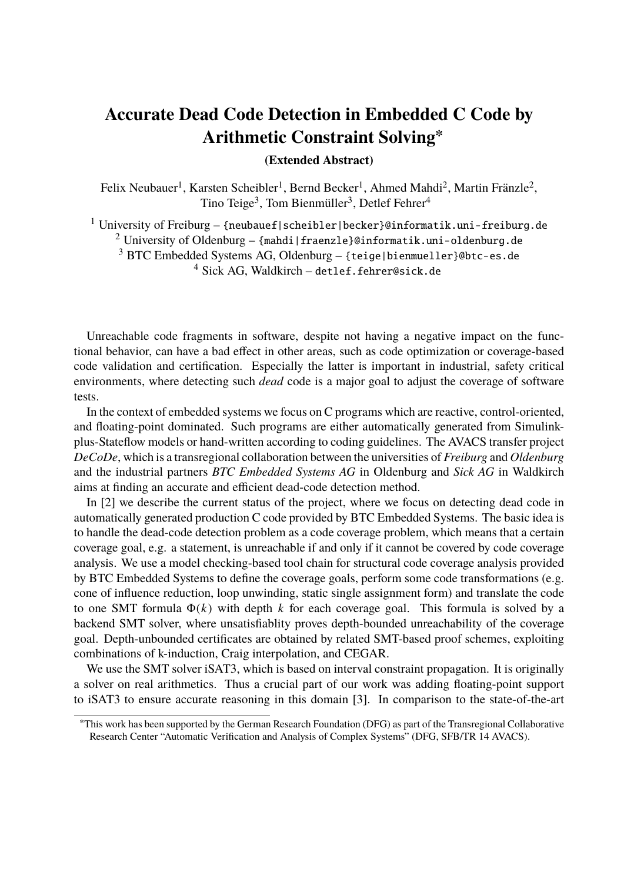# Accurate Dead Code Detection in Embedded C Code by Arithmetic Constraint Solving*

**(Extended Abstract)**

Felix Neubauer[1], Karsten Scheibler[1], Bernd Becker[1], Ahmed Mahdi[2], Martin Fränzle[2], Tino Teige[3], Tom Bienmüller[3], Detlef Fehrer[4]

[1] University of Freiburg – {neubauef|scheibler|becker}@informatik.uni-freiburg.de
[2] University of Oldenburg – {mahdi|fraenzle}@informatik.uni-oldenburg.de
[3] BTC Embedded Systems AG, Oldenburg – {teige|bienmueller}@btc-es.de
[4] Sick AG, Waldkirch – detlef.fehrer@sick.de

Unreachable code fragments in software, despite not having a negative impact on the functional behavior, can have a bad effect in other areas, such as code optimization or coverage-based code validation and certification. Especially the latter is important in industrial, safety critical environments, where detecting such *dead* code is a major goal to adjust the coverage of software tests.

In the context of embedded systems we focus on C programs which are reactive, control-oriented, and floating-point dominated. Such programs are either automatically generated from Simulink-plus-Stateflow models or hand-written according to coding guidelines. The AVACS transfer project *DeCoDe*, which is a transregional collaboration between the universities of *Freiburg* and *Oldenburg* and the industrial partners *BTC Embedded Systems AG* in Oldenburg and *Sick AG* in Waldkirch aims at finding an accurate and efficient dead-code detection method.

In [2] we describe the current status of the project, where we focus on detecting dead code in automatically generated production C code provided by BTC Embedded Systems. The basic idea is to handle the dead-code detection problem as a code coverage problem, which means that a certain coverage goal, e.g. a statement, is unreachable if and only if it cannot be covered by code coverage analysis. We use a model checking-based tool chain for structural code coverage analysis provided by BTC Embedded Systems to define the coverage goals, perform some code transformations (e.g. cone of influence reduction, loop unwinding, static single assignment form) and translate the code to one SMT formula $\Phi(k)$ with depth $k$ for each coverage goal. This formula is solved by a backend SMT solver, where unsatisfiablity proves depth-bounded unreachability of the coverage goal. Depth-unbounded certificates are obtained by related SMT-based proof schemes, exploiting combinations of k-induction, Craig interpolation, and CEGAR.

We use the SMT solver iSAT3, which is based on interval constraint propagation. It is originally a solver on real arithmetics. Thus a crucial part of our work was adding floating-point support to iSAT3 to ensure accurate reasoning in this domain [3]. In comparison to the state-of-the-art

*This work has been supported by the German Research Foundation (DFG) as part of the Transregional Collaborative Research Center "Automatic Verification and Analysis of Complex Systems" (DFG, SFB/TR 14 AVACS).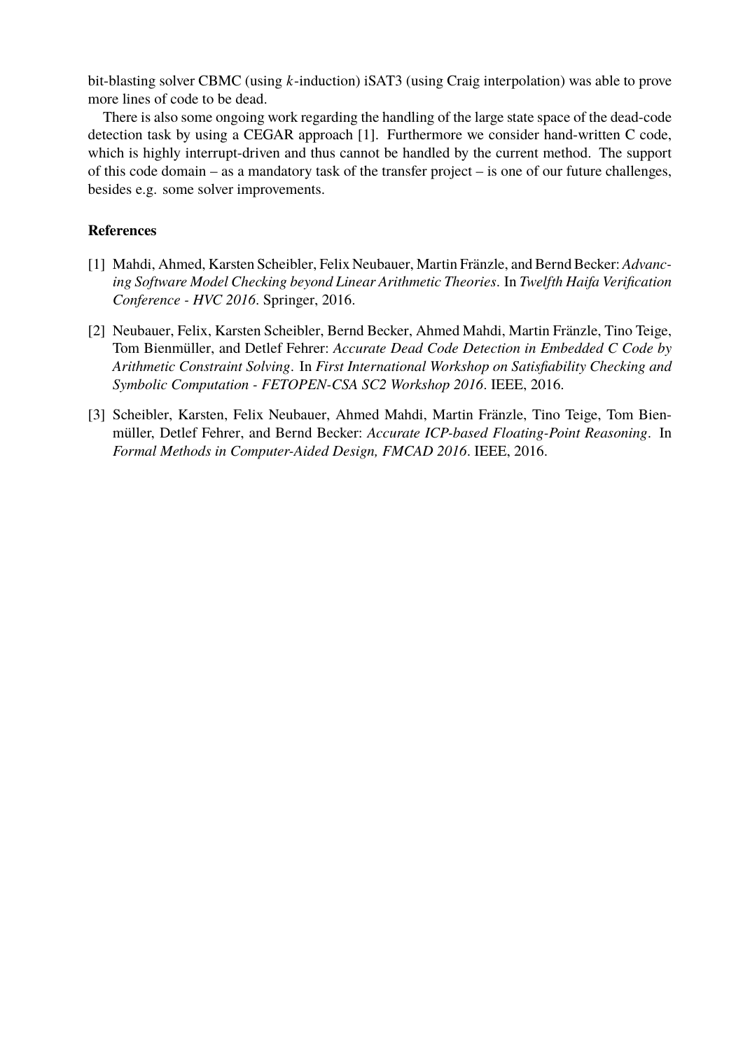bit-blasting solver CBMC (using $k$-induction) iSAT3 (using Craig interpolation) was able to prove more lines of code to be dead.

There is also some ongoing work regarding the handling of the large state space of the dead-code detection task by using a CEGAR approach [1]. Furthermore we consider hand-written C code, which is highly interrupt-driven and thus cannot be handled by the current method. The support of this code domain – as a mandatory task of the transfer project – is one of our future challenges, besides e.g. some solver improvements.

## References

[1] Mahdi, Ahmed, Karsten Scheibler, Felix Neubauer, Martin Fränzle, and Bernd Becker: *Advancing Software Model Checking beyond Linear Arithmetic Theories*. In *Twelfth Haifa Verification Conference - HVC 2016*. Springer, 2016.

[2] Neubauer, Felix, Karsten Scheibler, Bernd Becker, Ahmed Mahdi, Martin Fränzle, Tino Teige, Tom Bienmüller, and Detlef Fehrer: *Accurate Dead Code Detection in Embedded C Code by Arithmetic Constraint Solving*. In *First International Workshop on Satisfiability Checking and Symbolic Computation - FETOPEN-CSA SC2 Workshop 2016*. IEEE, 2016.

[3] Scheibler, Karsten, Felix Neubauer, Ahmed Mahdi, Martin Fränzle, Tino Teige, Tom Bienmüller, Detlef Fehrer, and Bernd Becker: *Accurate ICP-based Floating-Point Reasoning*. In *Formal Methods in Computer-Aided Design, FMCAD 2016*. IEEE, 2016.